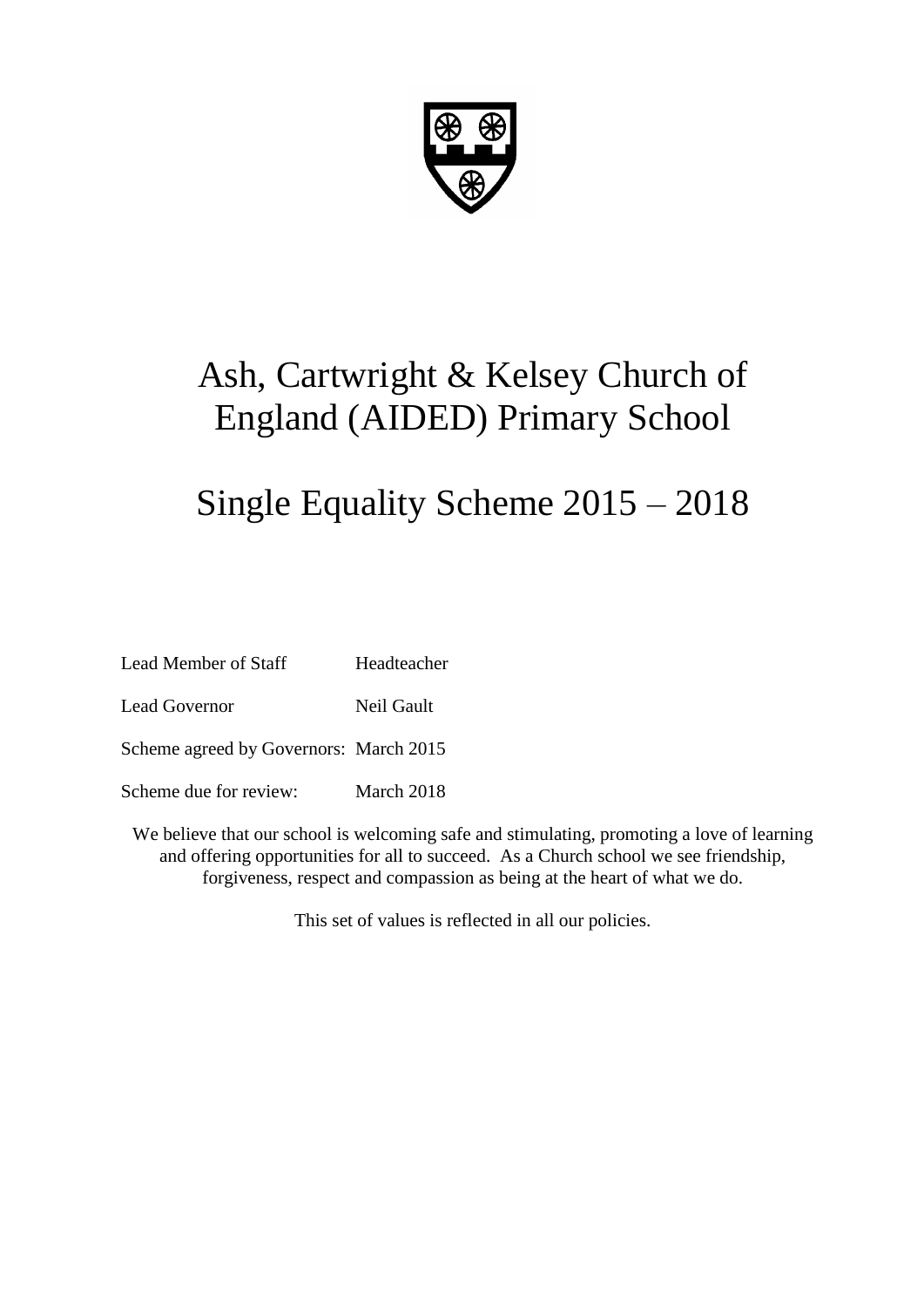# Ash, Cartwright & Kelsey Church of England (AIDED) Primary School

# Single Equality Scheme 2015 – 2018

| | |
|---|---|
| Lead Member of Staff | Headteacher |
| Lead Governor | Neil Gault |
| Scheme agreed by Governors: | March 2015 |
| Scheme due for review: | March 2018 |

We believe that our school is welcoming safe and stimulating, promoting a love of learning and offering opportunities for all to succeed. As a Church school we see friendship, forgiveness, respect and compassion as being at the heart of what we do.

This set of values is reflected in all our policies.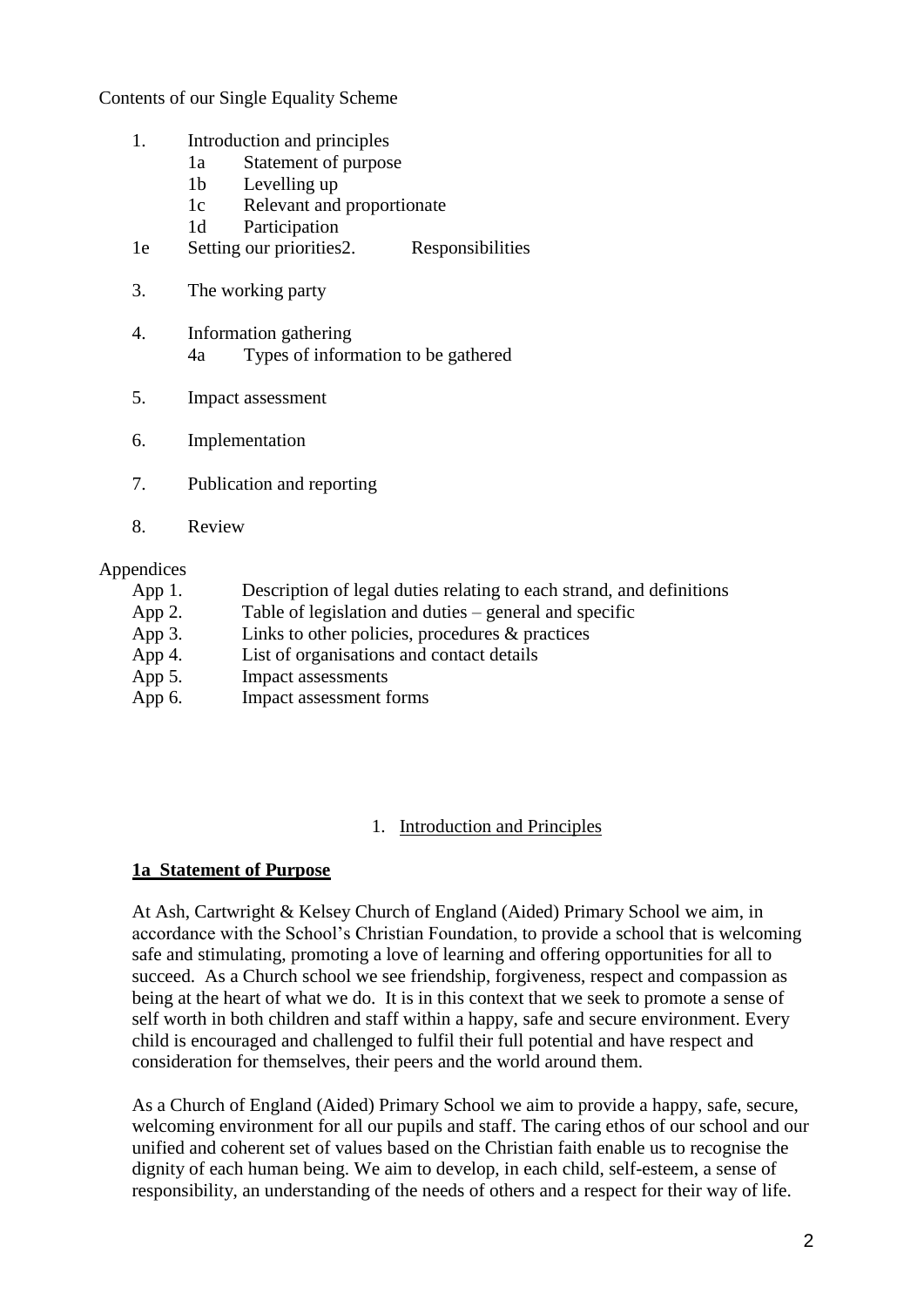Contents of our Single Equality Scheme

1. Introduction and principles
   - 1a Statement of purpose
   - 1b Levelling up
   - 1c Relevant and proportionate
   - 1d Participation
   - 1e Setting our priorities
2. Responsibilities
3. The working party
4. Information gathering
   - 4a Types of information to be gathered
5. Impact assessment
6. Implementation
7. Publication and reporting
8. Review

Appendices

- App 1. Description of legal duties relating to each strand, and definitions
- App 2. Table of legislation and duties – general and specific
- App 3. Links to other policies, procedures & practices
- App 4. List of organisations and contact details
- App 5. Impact assessments
- App 6. Impact assessment forms

## 1. Introduction and Principles

### 1a Statement of Purpose

At Ash, Cartwright & Kelsey Church of England (Aided) Primary School we aim, in accordance with the School's Christian Foundation, to provide a school that is welcoming safe and stimulating, promoting a love of learning and offering opportunities for all to succeed. As a Church school we see friendship, forgiveness, respect and compassion as being at the heart of what we do. It is in this context that we seek to promote a sense of self worth in both children and staff within a happy, safe and secure environment. Every child is encouraged and challenged to fulfil their full potential and have respect and consideration for themselves, their peers and the world around them.

As a Church of England (Aided) Primary School we aim to provide a happy, safe, secure, welcoming environment for all our pupils and staff. The caring ethos of our school and our unified and coherent set of values based on the Christian faith enable us to recognise the dignity of each human being. We aim to develop, in each child, self-esteem, a sense of responsibility, an understanding of the needs of others and a respect for their way of life.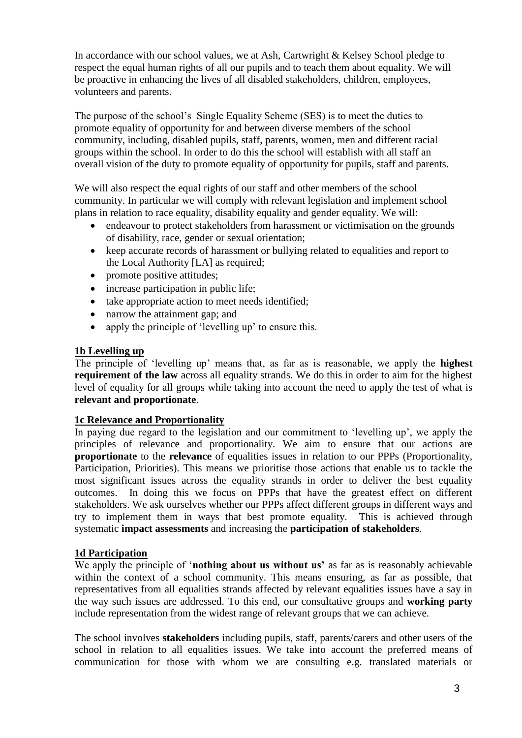In accordance with our school values, we at Ash, Cartwright & Kelsey School pledge to respect the equal human rights of all our pupils and to teach them about equality. We will be proactive in enhancing the lives of all disabled stakeholders, children, employees, volunteers and parents.

The purpose of the school's Single Equality Scheme (SES) is to meet the duties to promote equality of opportunity for and between diverse members of the school community, including, disabled pupils, staff, parents, women, men and different racial groups within the school. In order to do this the school will establish with all staff an overall vision of the duty to promote equality of opportunity for pupils, staff and parents.

We will also respect the equal rights of our staff and other members of the school community. In particular we will comply with relevant legislation and implement school plans in relation to race equality, disability equality and gender equality. We will:

- endeavour to protect stakeholders from harassment or victimisation on the grounds of disability, race, gender or sexual orientation;
- keep accurate records of harassment or bullying related to equalities and report to the Local Authority [LA] as required;
- promote positive attitudes;
- increase participation in public life;
- take appropriate action to meet needs identified;
- narrow the attainment gap; and
- apply the principle of 'levelling up' to ensure this.

## 1b Levelling up

The principle of 'levelling up' means that, as far as is reasonable, we apply the **highest requirement of the law** across all equality strands. We do this in order to aim for the highest level of equality for all groups while taking into account the need to apply the test of what is **relevant and proportionate**.

## 1c Relevance and Proportionality

In paying due regard to the legislation and our commitment to 'levelling up', we apply the principles of relevance and proportionality. We aim to ensure that our actions are **proportionate** to the **relevance** of equalities issues in relation to our PPPs (Proportionality, Participation, Priorities). This means we prioritise those actions that enable us to tackle the most significant issues across the equality strands in order to deliver the best equality outcomes. In doing this we focus on PPPs that have the greatest effect on different stakeholders. We ask ourselves whether our PPPs affect different groups in different ways and try to implement them in ways that best promote equality. This is achieved through systematic **impact assessments** and increasing the **participation of stakeholders**.

## 1d Participation

We apply the principle of '**nothing about us without us'** as far as is reasonably achievable within the context of a school community. This means ensuring, as far as possible, that representatives from all equalities strands affected by relevant equalities issues have a say in the way such issues are addressed. To this end, our consultative groups and **working party** include representation from the widest range of relevant groups that we can achieve.

The school involves **stakeholders** including pupils, staff, parents/carers and other users of the school in relation to all equalities issues. We take into account the preferred means of communication for those with whom we are consulting e.g. translated materials or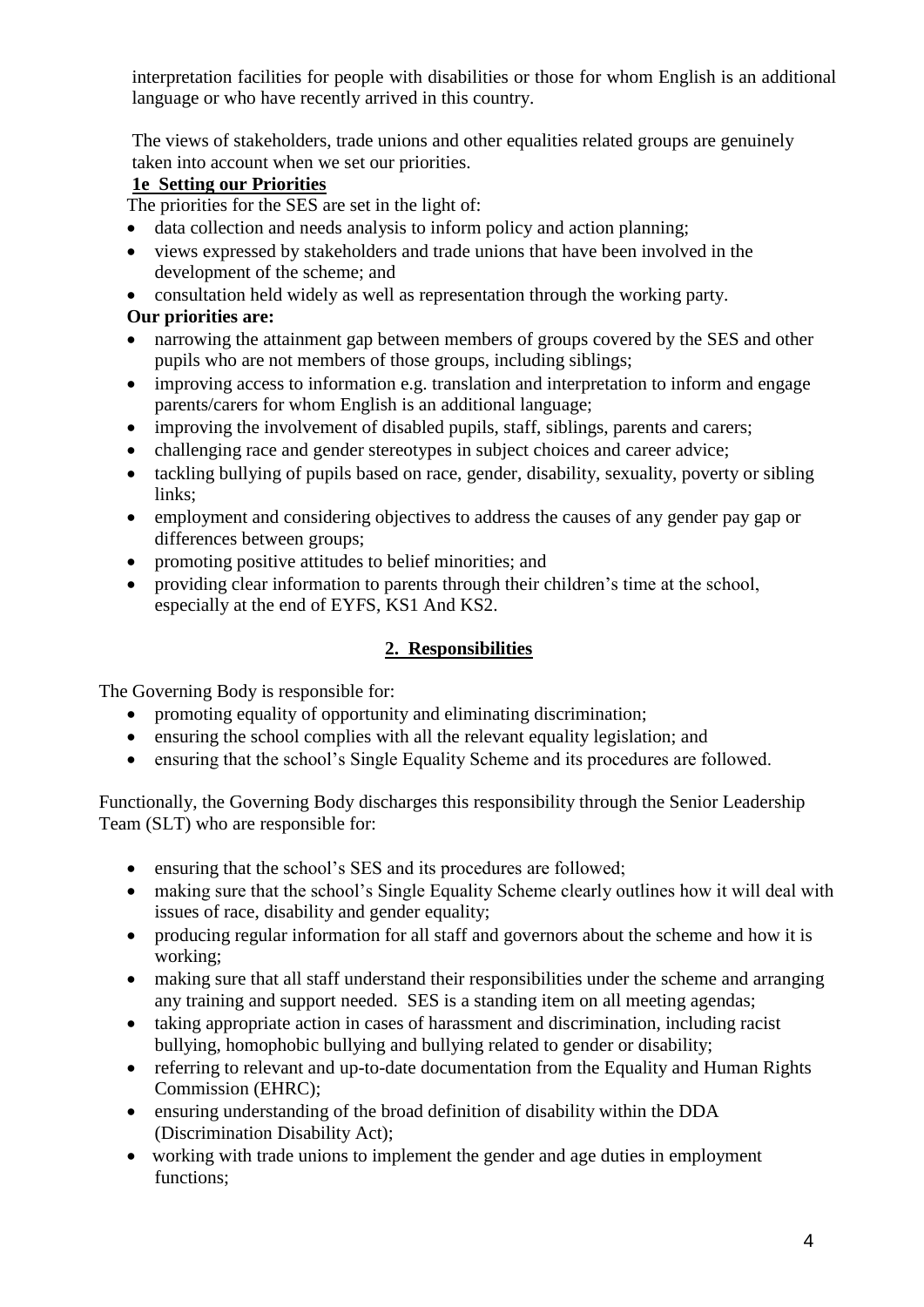interpretation facilities for people with disabilities or those for whom English is an additional language or who have recently arrived in this country.

The views of stakeholders, trade unions and other equalities related groups are genuinely taken into account when we set our priorities.

### 1e Setting our Priorities

The priorities for the SES are set in the light of:

- data collection and needs analysis to inform policy and action planning;
- views expressed by stakeholders and trade unions that have been involved in the development of the scheme; and
- consultation held widely as well as representation through the working party.

**Our priorities are:**

- narrowing the attainment gap between members of groups covered by the SES and other pupils who are not members of those groups, including siblings;
- improving access to information e.g. translation and interpretation to inform and engage parents/carers for whom English is an additional language;
- improving the involvement of disabled pupils, staff, siblings, parents and carers;
- challenging race and gender stereotypes in subject choices and career advice;
- tackling bullying of pupils based on race, gender, disability, sexuality, poverty or sibling links;
- employment and considering objectives to address the causes of any gender pay gap or differences between groups;
- promoting positive attitudes to belief minorities; and
- providing clear information to parents through their children's time at the school, especially at the end of EYFS, KS1 And KS2.

## 2. Responsibilities

The Governing Body is responsible for:

- promoting equality of opportunity and eliminating discrimination;
- ensuring the school complies with all the relevant equality legislation; and
- ensuring that the school's Single Equality Scheme and its procedures are followed.

Functionally, the Governing Body discharges this responsibility through the Senior Leadership Team (SLT) who are responsible for:

- ensuring that the school's SES and its procedures are followed;
- making sure that the school's Single Equality Scheme clearly outlines how it will deal with issues of race, disability and gender equality;
- producing regular information for all staff and governors about the scheme and how it is working;
- making sure that all staff understand their responsibilities under the scheme and arranging any training and support needed. SES is a standing item on all meeting agendas;
- taking appropriate action in cases of harassment and discrimination, including racist bullying, homophobic bullying and bullying related to gender or disability;
- referring to relevant and up-to-date documentation from the Equality and Human Rights Commission (EHRC);
- ensuring understanding of the broad definition of disability within the DDA (Discrimination Disability Act);
- working with trade unions to implement the gender and age duties in employment functions;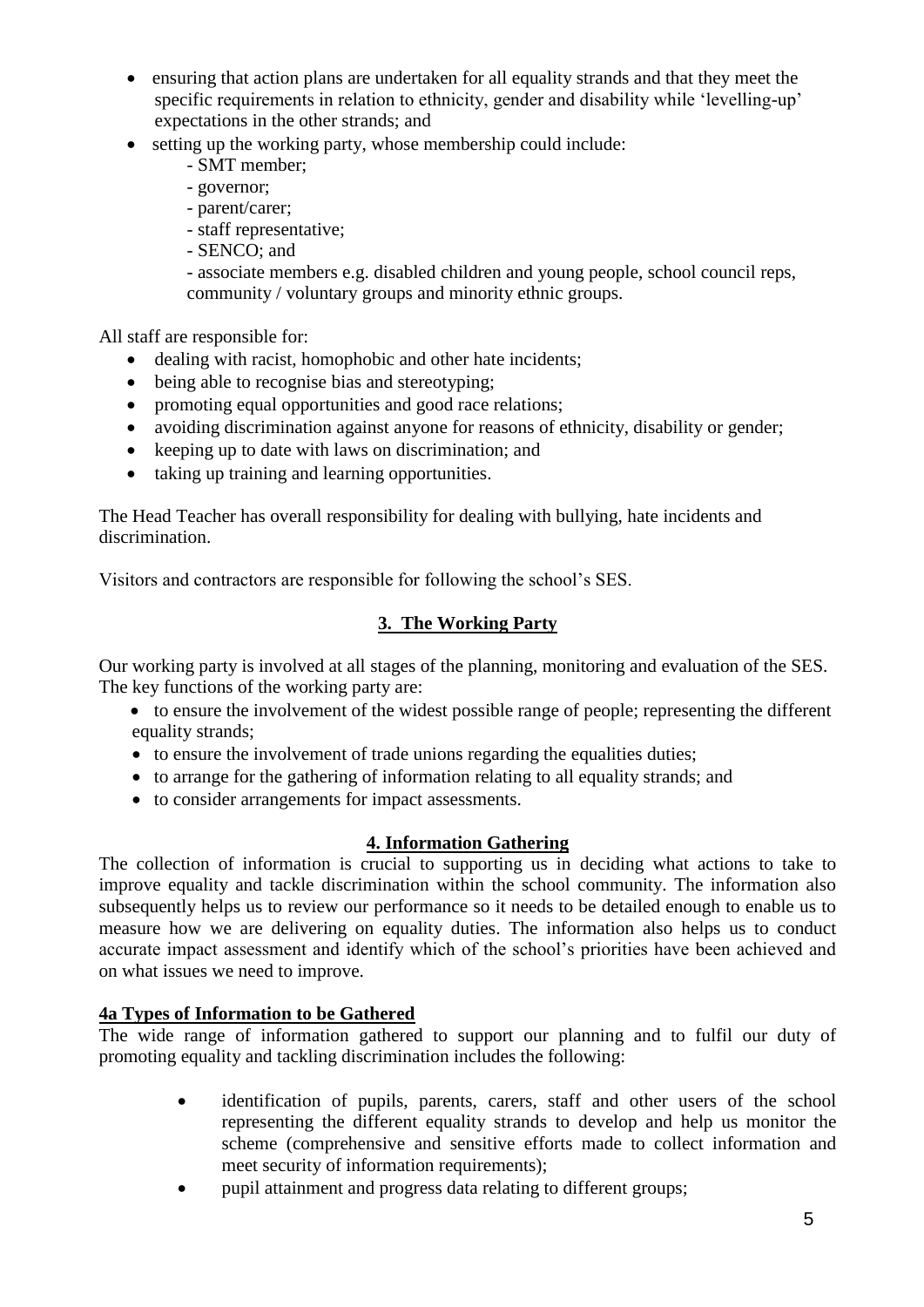- ensuring that action plans are undertaken for all equality strands and that they meet the specific requirements in relation to ethnicity, gender and disability while 'levelling-up' expectations in the other strands; and
- setting up the working party, whose membership could include:
    - SMT member;
    - governor;
    - parent/carer;
    - staff representative;
    - SENCO; and
    - associate members e.g. disabled children and young people, school council reps, community / voluntary groups and minority ethnic groups.

All staff are responsible for:

- dealing with racist, homophobic and other hate incidents;
- being able to recognise bias and stereotyping;
- promoting equal opportunities and good race relations;
- avoiding discrimination against anyone for reasons of ethnicity, disability or gender;
- keeping up to date with laws on discrimination; and
- taking up training and learning opportunities.

The Head Teacher has overall responsibility for dealing with bullying, hate incidents and discrimination.

Visitors and contractors are responsible for following the school's SES.

## 3. The Working Party

Our working party is involved at all stages of the planning, monitoring and evaluation of the SES. The key functions of the working party are:

- to ensure the involvement of the widest possible range of people; representing the different equality strands;
- to ensure the involvement of trade unions regarding the equalities duties;
- to arrange for the gathering of information relating to all equality strands; and
- to consider arrangements for impact assessments.

## 4. Information Gathering

The collection of information is crucial to supporting us in deciding what actions to take to improve equality and tackle discrimination within the school community. The information also subsequently helps us to review our performance so it needs to be detailed enough to enable us to measure how we are delivering on equality duties. The information also helps us to conduct accurate impact assessment and identify which of the school's priorities have been achieved and on what issues we need to improve.

### 4a Types of Information to be Gathered

The wide range of information gathered to support our planning and to fulfil our duty of promoting equality and tackling discrimination includes the following:

- identification of pupils, parents, carers, staff and other users of the school representing the different equality strands to develop and help us monitor the scheme (comprehensive and sensitive efforts made to collect information and meet security of information requirements);
- pupil attainment and progress data relating to different groups;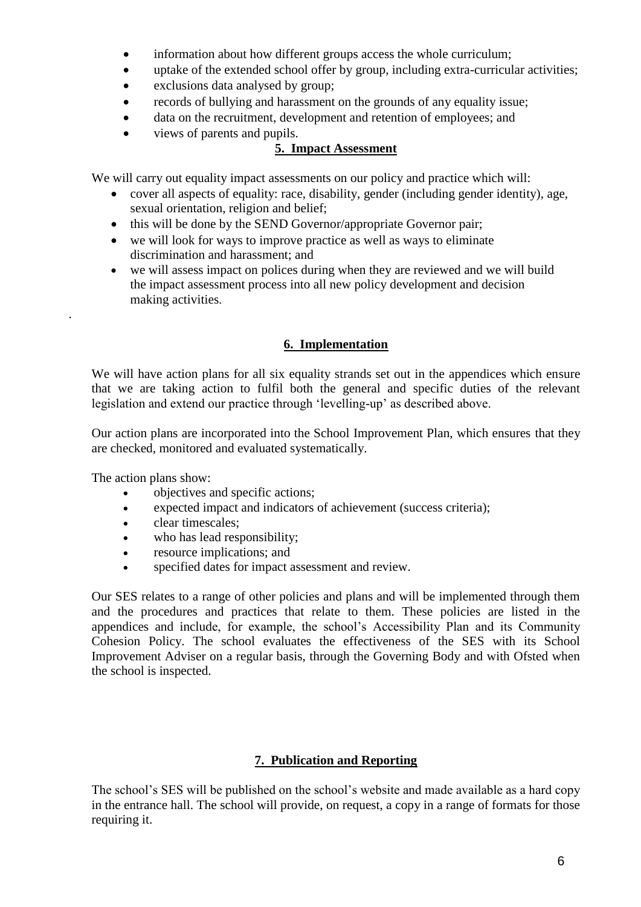- information about how different groups access the whole curriculum;
- uptake of the extended school offer by group, including extra-curricular activities;
- exclusions data analysed by group;
- records of bullying and harassment on the grounds of any equality issue;
- data on the recruitment, development and retention of employees; and
- views of parents and pupils.

## 5. Impact Assessment

We will carry out equality impact assessments on our policy and practice which will:

- cover all aspects of equality: race, disability, gender (including gender identity), age, sexual orientation, religion and belief;
- this will be done by the SEND Governor/appropriate Governor pair;
- we will look for ways to improve practice as well as ways to eliminate discrimination and harassment; and
- we will assess impact on polices during when they are reviewed and we will build the impact assessment process into all new policy development and decision making activities.

.

## 6. Implementation

We will have action plans for all six equality strands set out in the appendices which ensure that we are taking action to fulfil both the general and specific duties of the relevant legislation and extend our practice through 'levelling-up' as described above.

Our action plans are incorporated into the School Improvement Plan, which ensures that they are checked, monitored and evaluated systematically.

The action plans show:

- objectives and specific actions;
- expected impact and indicators of achievement (success criteria);
- clear timescales;
- who has lead responsibility;
- resource implications; and
- specified dates for impact assessment and review.

Our SES relates to a range of other policies and plans and will be implemented through them and the procedures and practices that relate to them. These policies are listed in the appendices and include, for example, the school's Accessibility Plan and its Community Cohesion Policy. The school evaluates the effectiveness of the SES with its School Improvement Adviser on a regular basis, through the Governing Body and with Ofsted when the school is inspected.

## 7. Publication and Reporting

The school's SES will be published on the school's website and made available as a hard copy in the entrance hall. The school will provide, on request, a copy in a range of formats for those requiring it.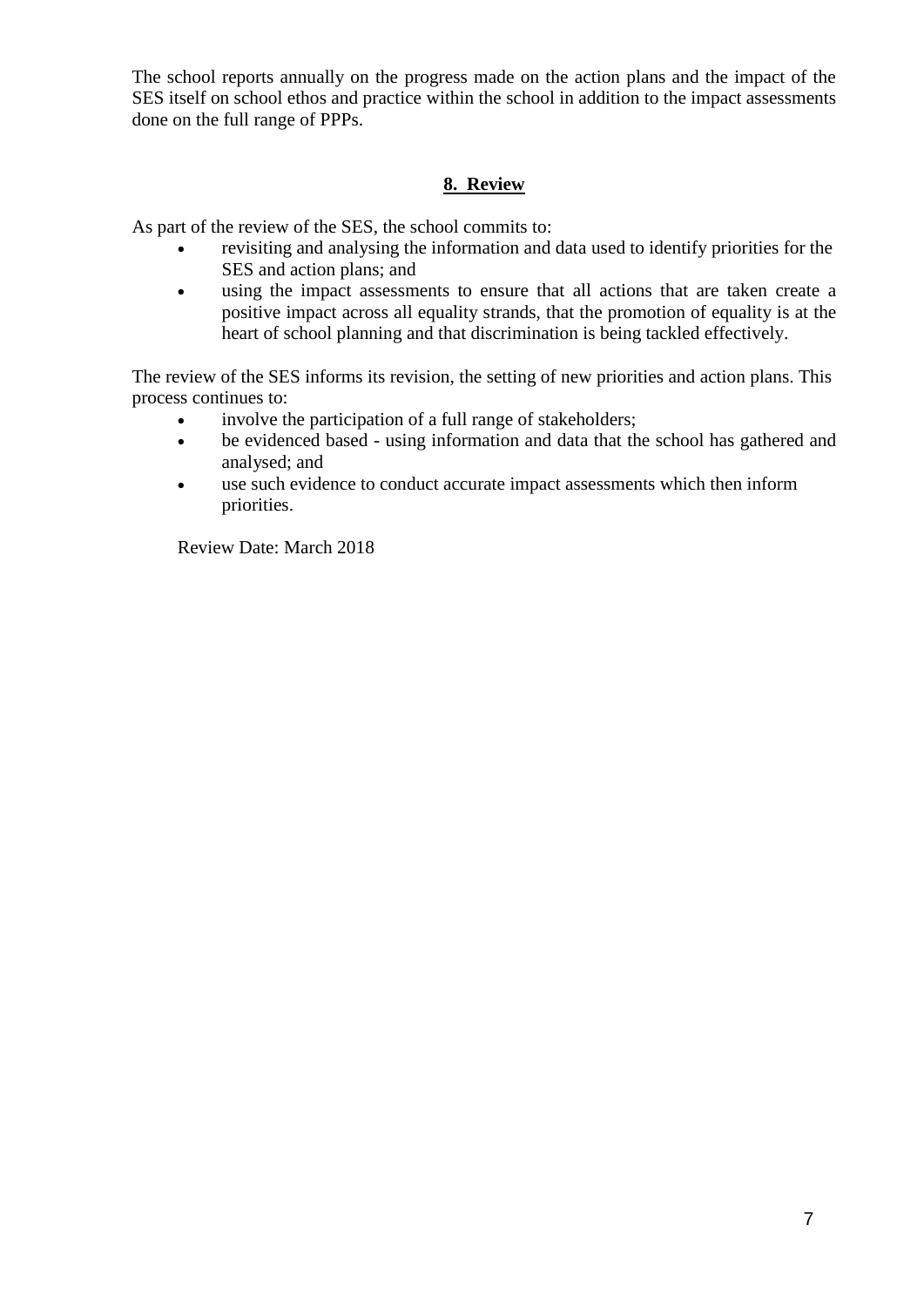The school reports annually on the progress made on the action plans and the impact of the SES itself on school ethos and practice within the school in addition to the impact assessments done on the full range of PPPs.

## 8. Review

As part of the review of the SES, the school commits to:

- revisiting and analysing the information and data used to identify priorities for the SES and action plans; and
- using the impact assessments to ensure that all actions that are taken create a positive impact across all equality strands, that the promotion of equality is at the heart of school planning and that discrimination is being tackled effectively.

The review of the SES informs its revision, the setting of new priorities and action plans. This process continues to:

- involve the participation of a full range of stakeholders;
- be evidenced based - using information and data that the school has gathered and analysed; and
- use such evidence to conduct accurate impact assessments which then inform priorities.

Review Date: March 2018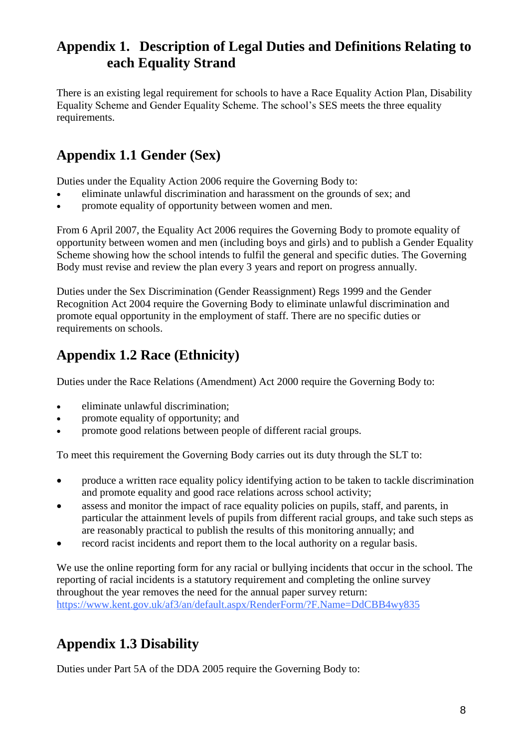## Appendix 1. Description of Legal Duties and Definitions Relating to each Equality Strand

There is an existing legal requirement for schools to have a Race Equality Action Plan, Disability Equality Scheme and Gender Equality Scheme. The school's SES meets the three equality requirements.

## Appendix 1.1 Gender (Sex)

Duties under the Equality Action 2006 require the Governing Body to:

- eliminate unlawful discrimination and harassment on the grounds of sex; and
- promote equality of opportunity between women and men.

From 6 April 2007, the Equality Act 2006 requires the Governing Body to promote equality of opportunity between women and men (including boys and girls) and to publish a Gender Equality Scheme showing how the school intends to fulfil the general and specific duties. The Governing Body must revise and review the plan every 3 years and report on progress annually.

Duties under the Sex Discrimination (Gender Reassignment) Regs 1999 and the Gender Recognition Act 2004 require the Governing Body to eliminate unlawful discrimination and promote equal opportunity in the employment of staff. There are no specific duties or requirements on schools.

## Appendix 1.2 Race (Ethnicity)

Duties under the Race Relations (Amendment) Act 2000 require the Governing Body to:

- eliminate unlawful discrimination;
- promote equality of opportunity; and
- promote good relations between people of different racial groups.

To meet this requirement the Governing Body carries out its duty through the SLT to:

- produce a written race equality policy identifying action to be taken to tackle discrimination and promote equality and good race relations across school activity;
- assess and monitor the impact of race equality policies on pupils, staff, and parents, in particular the attainment levels of pupils from different racial groups, and take such steps as are reasonably practical to publish the results of this monitoring annually; and
- record racist incidents and report them to the local authority on a regular basis.

We use the online reporting form for any racial or bullying incidents that occur in the school. The reporting of racial incidents is a statutory requirement and completing the online survey throughout the year removes the need for the annual paper survey return: https://www.kent.gov.uk/af3/an/default.aspx/RenderForm/?F.Name=DdCBB4wy835

## Appendix 1.3 Disability

Duties under Part 5A of the DDA 2005 require the Governing Body to: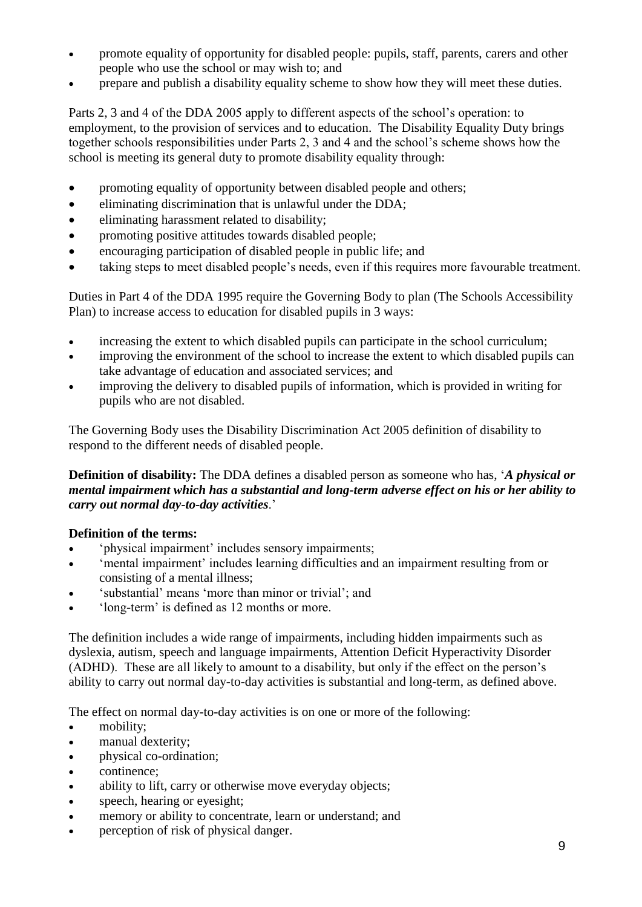- promote equality of opportunity for disabled people: pupils, staff, parents, carers and other people who use the school or may wish to; and
- prepare and publish a disability equality scheme to show how they will meet these duties.

Parts 2, 3 and 4 of the DDA 2005 apply to different aspects of the school's operation: to employment, to the provision of services and to education. The Disability Equality Duty brings together schools responsibilities under Parts 2, 3 and 4 and the school's scheme shows how the school is meeting its general duty to promote disability equality through:

- promoting equality of opportunity between disabled people and others;
- eliminating discrimination that is unlawful under the DDA;
- eliminating harassment related to disability;
- promoting positive attitudes towards disabled people;
- encouraging participation of disabled people in public life; and
- taking steps to meet disabled people's needs, even if this requires more favourable treatment.

Duties in Part 4 of the DDA 1995 require the Governing Body to plan (The Schools Accessibility Plan) to increase access to education for disabled pupils in 3 ways:

- increasing the extent to which disabled pupils can participate in the school curriculum;
- improving the environment of the school to increase the extent to which disabled pupils can take advantage of education and associated services; and
- improving the delivery to disabled pupils of information, which is provided in writing for pupils who are not disabled.

The Governing Body uses the Disability Discrimination Act 2005 definition of disability to respond to the different needs of disabled people.

**Definition of disability:** The DDA defines a disabled person as someone who has, '***A physical or mental impairment which has a substantial and long-term adverse effect on his or her ability to carry out normal day-to-day activities***.'

**Definition of the terms:**

- 'physical impairment' includes sensory impairments;
- 'mental impairment' includes learning difficulties and an impairment resulting from or consisting of a mental illness;
- 'substantial' means 'more than minor or trivial'; and
- 'long-term' is defined as 12 months or more.

The definition includes a wide range of impairments, including hidden impairments such as dyslexia, autism, speech and language impairments, Attention Deficit Hyperactivity Disorder (ADHD). These are all likely to amount to a disability, but only if the effect on the person's ability to carry out normal day-to-day activities is substantial and long-term, as defined above.

The effect on normal day-to-day activities is on one or more of the following:

- mobility;
- manual dexterity;
- physical co-ordination;
- continence;
- ability to lift, carry or otherwise move everyday objects;
- speech, hearing or eyesight;
- memory or ability to concentrate, learn or understand; and
- perception of risk of physical danger.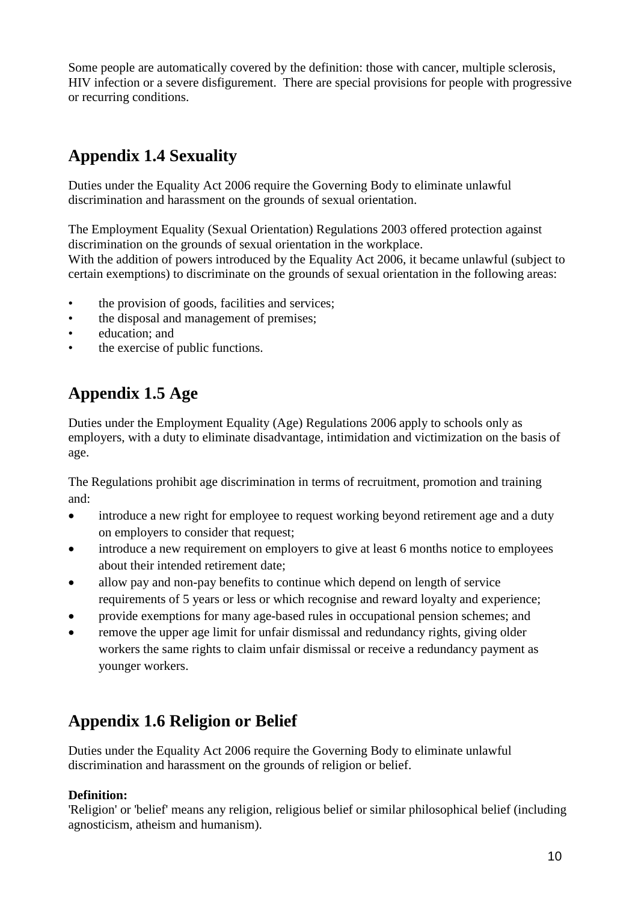Some people are automatically covered by the definition: those with cancer, multiple sclerosis, HIV infection or a severe disfigurement. There are special provisions for people with progressive or recurring conditions.

## Appendix 1.4 Sexuality

Duties under the Equality Act 2006 require the Governing Body to eliminate unlawful discrimination and harassment on the grounds of sexual orientation.

The Employment Equality (Sexual Orientation) Regulations 2003 offered protection against discrimination on the grounds of sexual orientation in the workplace.
With the addition of powers introduced by the Equality Act 2006, it became unlawful (subject to certain exemptions) to discriminate on the grounds of sexual orientation in the following areas:

- the provision of goods, facilities and services;
- the disposal and management of premises;
- education; and
- the exercise of public functions.

## Appendix 1.5 Age

Duties under the Employment Equality (Age) Regulations 2006 apply to schools only as employers, with a duty to eliminate disadvantage, intimidation and victimization on the basis of age.

The Regulations prohibit age discrimination in terms of recruitment, promotion and training and:

- introduce a new right for employee to request working beyond retirement age and a duty on employers to consider that request;
- introduce a new requirement on employers to give at least 6 months notice to employees about their intended retirement date;
- allow pay and non-pay benefits to continue which depend on length of service requirements of 5 years or less or which recognise and reward loyalty and experience;
- provide exemptions for many age-based rules in occupational pension schemes; and
- remove the upper age limit for unfair dismissal and redundancy rights, giving older workers the same rights to claim unfair dismissal or receive a redundancy payment as younger workers.

## Appendix 1.6 Religion or Belief

Duties under the Equality Act 2006 require the Governing Body to eliminate unlawful discrimination and harassment on the grounds of religion or belief.

**Definition:**
'Religion' or 'belief' means any religion, religious belief or similar philosophical belief (including agnosticism, atheism and humanism).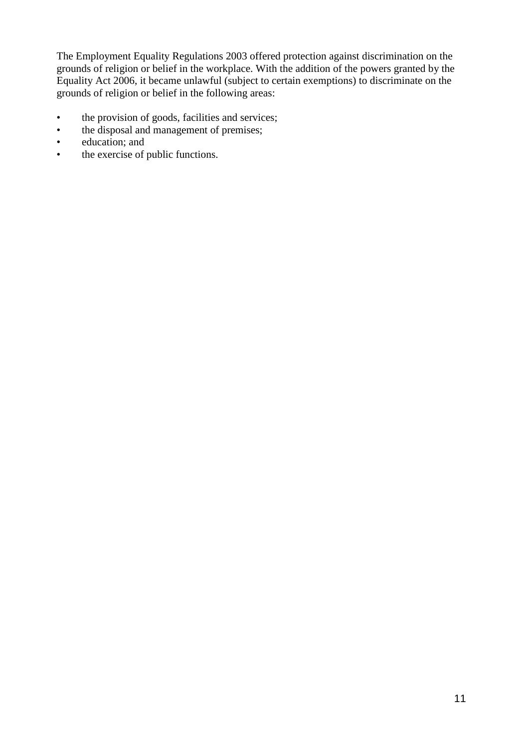The Employment Equality Regulations 2003 offered protection against discrimination on the grounds of religion or belief in the workplace. With the addition of the powers granted by the Equality Act 2006, it became unlawful (subject to certain exemptions) to discriminate on the grounds of religion or belief in the following areas:

- the provision of goods, facilities and services;
- the disposal and management of premises;
- education; and
- the exercise of public functions.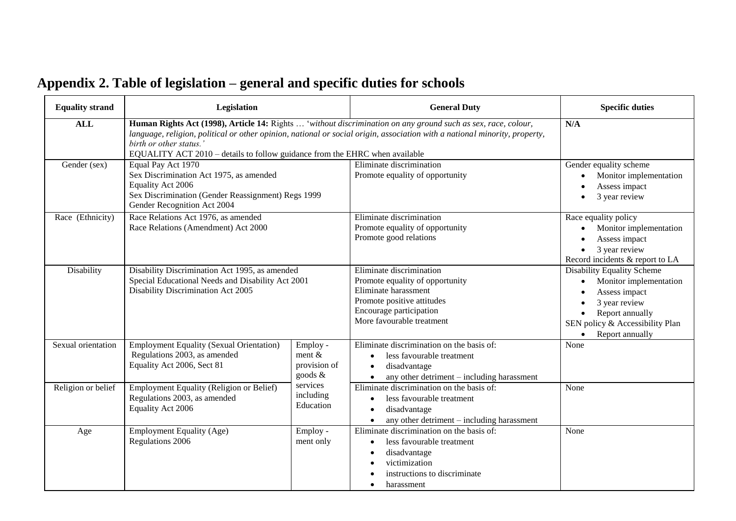## Appendix 2. Table of legislation – general and specific duties for schools

| Equality strand | Legislation | | General Duty | Specific duties |
|---|---|---|---|---|
| **ALL** | **Human Rights Act (1998), Article 14:** Rights … '*without discrimination on any ground such as sex, race, colour, language, religion, political or other opinion, national or social origin, association with a national minority, property, birth or other status.'*<br>EQUALITY ACT 2010 – details to follow guidance from the EHRC when available | | | **N/A** |
| Gender (sex) | Equal Pay Act 1970<br>Sex Discrimination Act 1975, as amended<br>Equality Act 2006<br>Sex Discrimination (Gender Reassignment) Regs 1999<br>Gender Recognition Act 2004 | | Eliminate discrimination<br>Promote equality of opportunity | Gender equality scheme<br>• Monitor implementation<br>• Assess impact<br>• 3 year review |
| Race (Ethnicity) | Race Relations Act 1976, as amended<br>Race Relations (Amendment) Act 2000 | | Eliminate discrimination<br>Promote equality of opportunity<br>Promote good relations | Race equality policy<br>• Monitor implementation<br>• Assess impact<br>• 3 year review<br>Record incidents & report to LA |
| Disability | Disability Discrimination Act 1995, as amended<br>Special Educational Needs and Disability Act 2001<br>Disability Discrimination Act 2005 | | Eliminate discrimination<br>Promote equality of opportunity<br>Eliminate harassment<br>Promote positive attitudes<br>Encourage participation<br>More favourable treatment | Disability Equality Scheme<br>• Monitor implementation<br>• Assess impact<br>• 3 year review<br>• Report annually<br>SEN policy & Accessibility Plan<br>• Report annually |
| Sexual orientation | Employment Equality (Sexual Orientation) Regulations 2003, as amended<br>Equality Act 2006, Sect 81 | Employ - ment & provision of goods & services including Education | Eliminate discrimination on the basis of:<br>• less favourable treatment<br>• disadvantage<br>• any other detriment – including harassment | None |
| Religion or belief | Employment Equality (Religion or Belief) Regulations 2003, as amended<br>Equality Act 2006 | | Eliminate discrimination on the basis of:<br>• less favourable treatment<br>• disadvantage<br>• any other detriment – including harassment | None |
| Age | Employment Equality (Age) Regulations 2006 | Employ - ment only | Eliminate discrimination on the basis of:<br>• less favourable treatment<br>• disadvantage<br>• victimization<br>• instructions to discriminate<br>• harassment | None |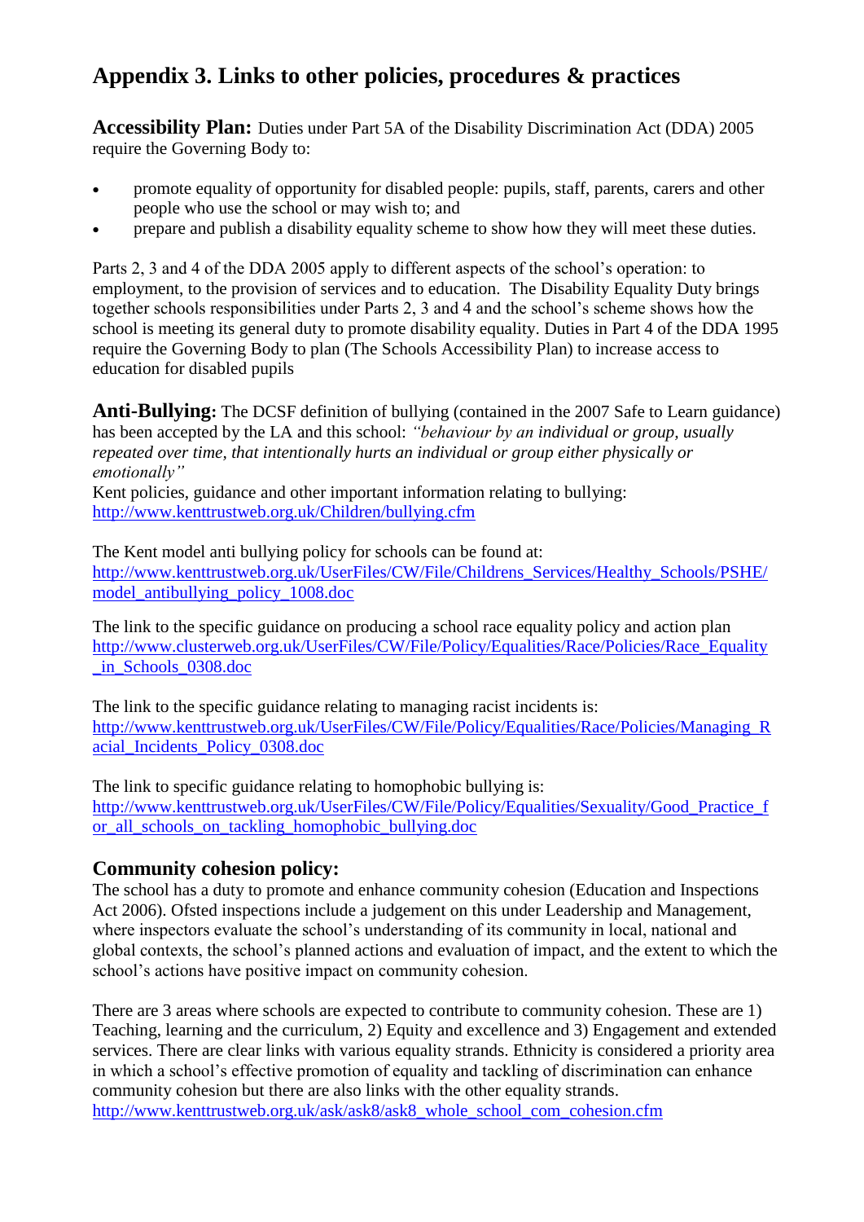# Appendix 3. Links to other policies, procedures & practices

**Accessibility Plan:** Duties under Part 5A of the Disability Discrimination Act (DDA) 2005 require the Governing Body to:

- promote equality of opportunity for disabled people: pupils, staff, parents, carers and other people who use the school or may wish to; and
- prepare and publish a disability equality scheme to show how they will meet these duties.

Parts 2, 3 and 4 of the DDA 2005 apply to different aspects of the school's operation: to employment, to the provision of services and to education. The Disability Equality Duty brings together schools responsibilities under Parts 2, 3 and 4 and the school's scheme shows how the school is meeting its general duty to promote disability equality. Duties in Part 4 of the DDA 1995 require the Governing Body to plan (The Schools Accessibility Plan) to increase access to education for disabled pupils

**Anti-Bullying:** The DCSF definition of bullying (contained in the 2007 Safe to Learn guidance) has been accepted by the LA and this school: *"behaviour by an individual or group, usually repeated over time, that intentionally hurts an individual or group either physically or emotionally"*
Kent policies, guidance and other important information relating to bullying:
http://www.kenttrustweb.org.uk/Children/bullying.cfm

The Kent model anti bullying policy for schools can be found at:
http://www.kenttrustweb.org.uk/UserFiles/CW/File/Childrens_Services/Healthy_Schools/PSHE/model_antibullying_policy_1008.doc

The link to the specific guidance on producing a school race equality policy and action plan
http://www.clusterweb.org.uk/UserFiles/CW/File/Policy/Equalities/Race/Policies/Race_Equality_in_Schools_0308.doc

The link to the specific guidance relating to managing racist incidents is:
http://www.kenttrustweb.org.uk/UserFiles/CW/File/Policy/Equalities/Race/Policies/Managing_Racial_Incidents_Policy_0308.doc

The link to specific guidance relating to homophobic bullying is:
http://www.kenttrustweb.org.uk/UserFiles/CW/File/Policy/Equalities/Sexuality/Good_Practice_for_all_schools_on_tackling_homophobic_bullying.doc

## Community cohesion policy:

The school has a duty to promote and enhance community cohesion (Education and Inspections Act 2006). Ofsted inspections include a judgement on this under Leadership and Management, where inspectors evaluate the school's understanding of its community in local, national and global contexts, the school's planned actions and evaluation of impact, and the extent to which the school's actions have positive impact on community cohesion.

There are 3 areas where schools are expected to contribute to community cohesion. These are 1) Teaching, learning and the curriculum, 2) Equity and excellence and 3) Engagement and extended services. There are clear links with various equality strands. Ethnicity is considered a priority area in which a school's effective promotion of equality and tackling of discrimination can enhance community cohesion but there are also links with the other equality strands.
http://www.kenttrustweb.org.uk/ask/ask8/ask8_whole_school_com_cohesion.cfm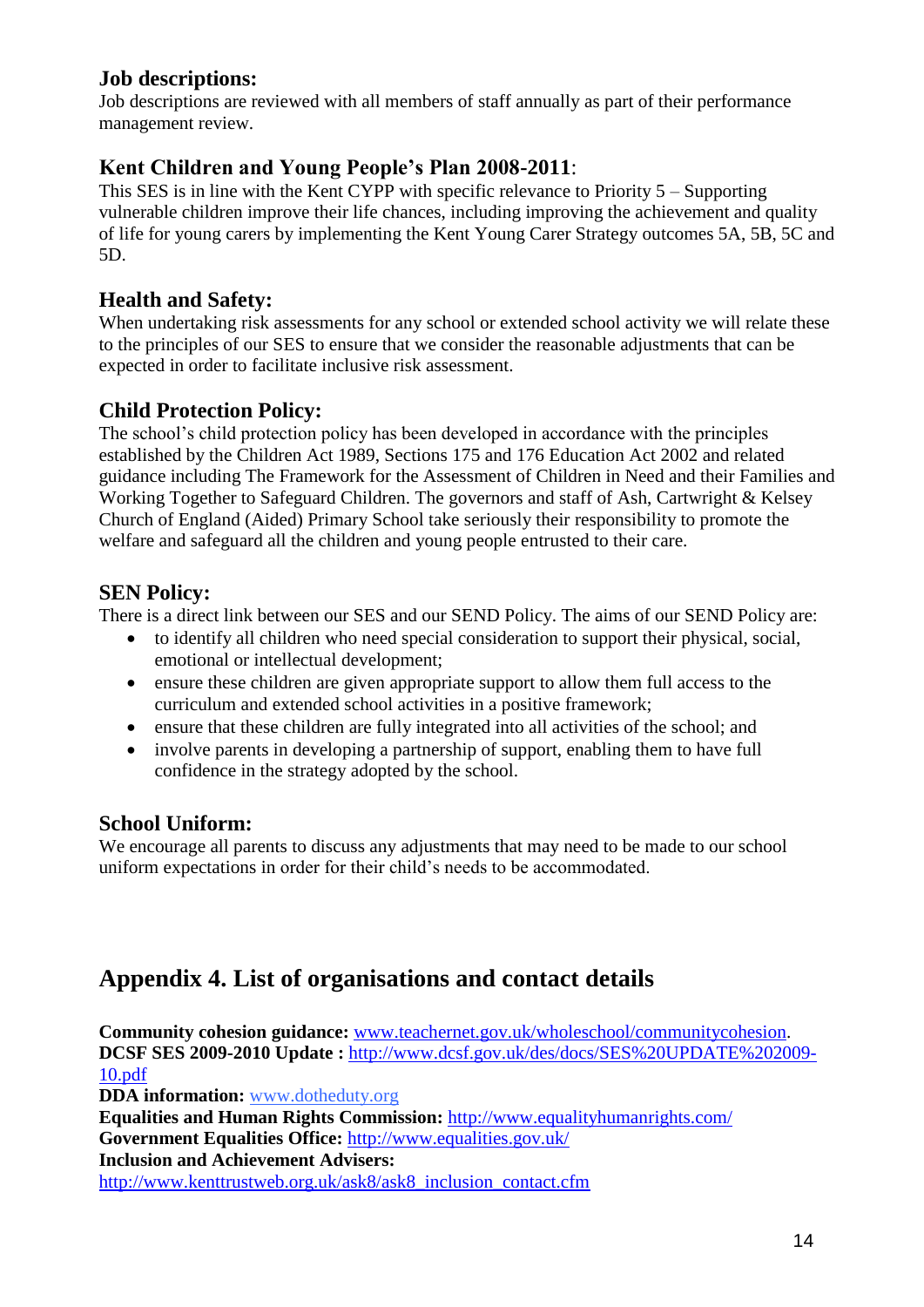### Job descriptions:

Job descriptions are reviewed with all members of staff annually as part of their performance management review.

### Kent Children and Young People's Plan 2008-2011:

This SES is in line with the Kent CYPP with specific relevance to Priority 5 – Supporting vulnerable children improve their life chances, including improving the achievement and quality of life for young carers by implementing the Kent Young Carer Strategy outcomes 5A, 5B, 5C and 5D.

### Health and Safety:

When undertaking risk assessments for any school or extended school activity we will relate these to the principles of our SES to ensure that we consider the reasonable adjustments that can be expected in order to facilitate inclusive risk assessment.

### Child Protection Policy:

The school's child protection policy has been developed in accordance with the principles established by the Children Act 1989, Sections 175 and 176 Education Act 2002 and related guidance including The Framework for the Assessment of Children in Need and their Families and Working Together to Safeguard Children. The governors and staff of Ash, Cartwright & Kelsey Church of England (Aided) Primary School take seriously their responsibility to promote the welfare and safeguard all the children and young people entrusted to their care.

### SEN Policy:

There is a direct link between our SES and our SEND Policy. The aims of our SEND Policy are:

- to identify all children who need special consideration to support their physical, social, emotional or intellectual development;
- ensure these children are given appropriate support to allow them full access to the curriculum and extended school activities in a positive framework;
- ensure that these children are fully integrated into all activities of the school; and
- involve parents in developing a partnership of support, enabling them to have full confidence in the strategy adopted by the school.

### School Uniform:

We encourage all parents to discuss any adjustments that may need to be made to our school uniform expectations in order for their child's needs to be accommodated.

## Appendix 4. List of organisations and contact details

**Community cohesion guidance:** www.teachernet.gov.uk/wholeschool/communitycohesion.
**DCSF SES 2009-2010 Update :** http://www.dcsf.gov.uk/des/docs/SES%20UPDATE%202009-10.pdf
**DDA information:** www.dotheduty.org
**Equalities and Human Rights Commission:** http://www.equalityhumanrights.com/
**Government Equalities Office:** http://www.equalities.gov.uk/
**Inclusion and Achievement Advisers:**
http://www.kenttrustweb.org.uk/ask8/ask8_inclusion_contact.cfm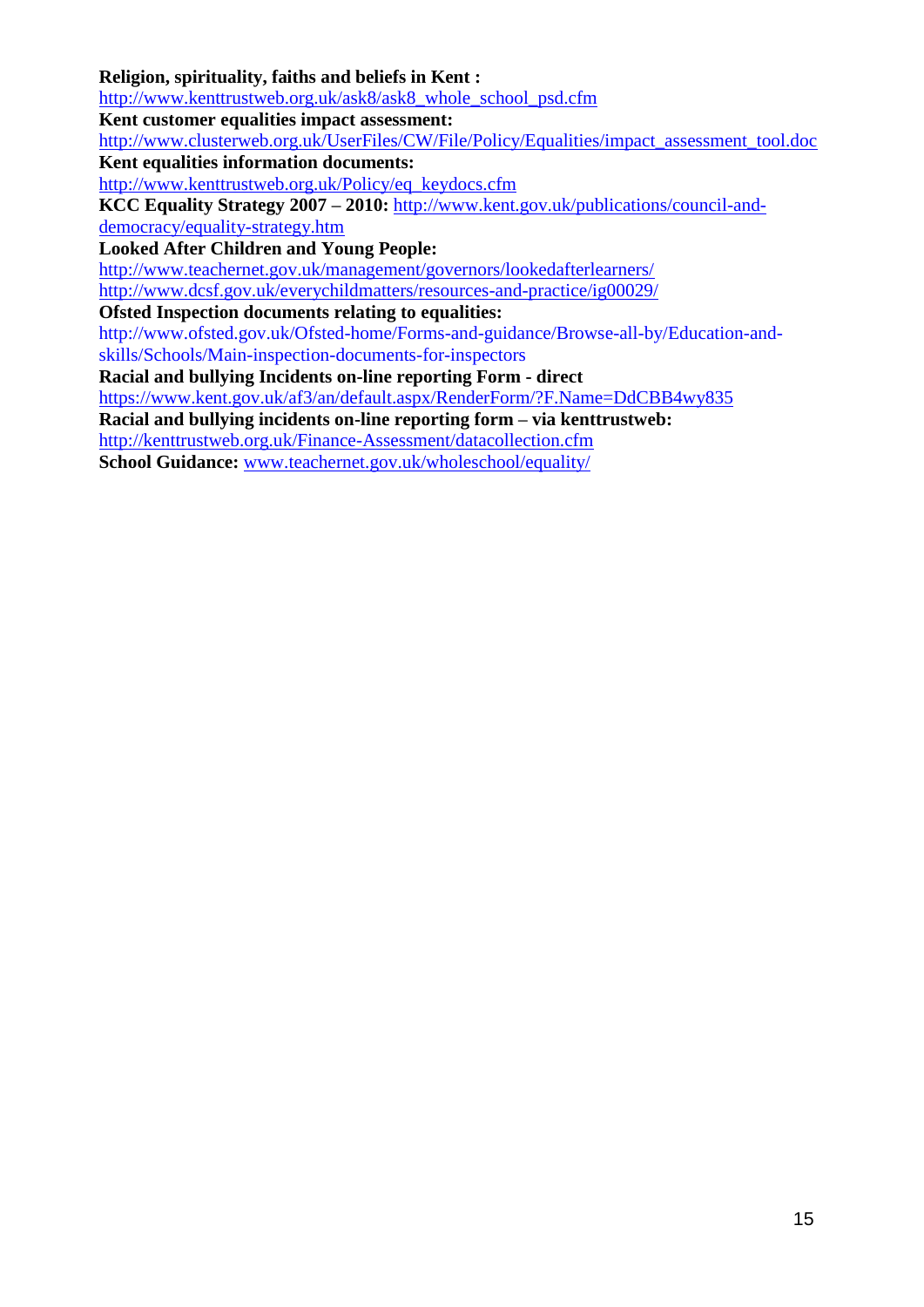**Religion, spirituality, faiths and beliefs in Kent :**
http://www.kenttrustweb.org.uk/ask8/ask8_whole_school_psd.cfm
**Kent customer equalities impact assessment:**
http://www.clusterweb.org.uk/UserFiles/CW/File/Policy/Equalities/impact_assessment_tool.doc
**Kent equalities information documents:**
http://www.kenttrustweb.org.uk/Policy/eq_keydocs.cfm
**KCC Equality Strategy 2007 – 2010:** http://www.kent.gov.uk/publications/council-and-democracy/equality-strategy.htm
**Looked After Children and Young People:**
http://www.teachernet.gov.uk/management/governors/lookedafterlearners/
http://www.dcsf.gov.uk/everychildmatters/resources-and-practice/ig00029/
**Ofsted Inspection documents relating to equalities:**
http://www.ofsted.gov.uk/Ofsted-home/Forms-and-guidance/Browse-all-by/Education-and-skills/Schools/Main-inspection-documents-for-inspectors
**Racial and bullying Incidents on-line reporting Form - direct**
https://www.kent.gov.uk/af3/an/default.aspx/RenderForm/?F.Name=DdCBB4wy835
**Racial and bullying incidents on-line reporting form – via kenttrustweb:**
http://kenttrustweb.org.uk/Finance-Assessment/datacollection.cfm
**School Guidance:** www.teachernet.gov.uk/wholeschool/equality/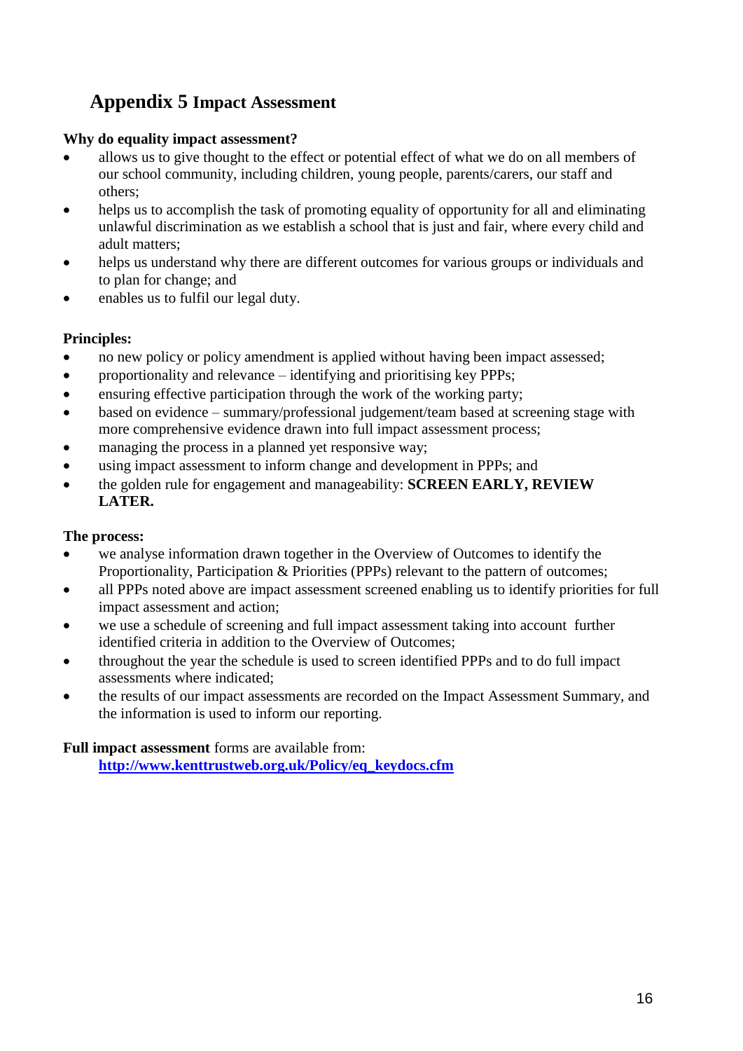# Appendix 5 Impact Assessment

**Why do equality impact assessment?**

- allows us to give thought to the effect or potential effect of what we do on all members of our school community, including children, young people, parents/carers, our staff and others;
- helps us to accomplish the task of promoting equality of opportunity for all and eliminating unlawful discrimination as we establish a school that is just and fair, where every child and adult matters;
- helps us understand why there are different outcomes for various groups or individuals and to plan for change; and
- enables us to fulfil our legal duty.

**Principles:**

- no new policy or policy amendment is applied without having been impact assessed;
- proportionality and relevance – identifying and prioritising key PPPs;
- ensuring effective participation through the work of the working party;
- based on evidence – summary/professional judgement/team based at screening stage with more comprehensive evidence drawn into full impact assessment process;
- managing the process in a planned yet responsive way;
- using impact assessment to inform change and development in PPPs; and
- the golden rule for engagement and manageability: **SCREEN EARLY, REVIEW LATER.**

**The process:**

- we analyse information drawn together in the Overview of Outcomes to identify the Proportionality, Participation & Priorities (PPPs) relevant to the pattern of outcomes;
- all PPPs noted above are impact assessment screened enabling us to identify priorities for full impact assessment and action;
- we use a schedule of screening and full impact assessment taking into account further identified criteria in addition to the Overview of Outcomes;
- throughout the year the schedule is used to screen identified PPPs and to do full impact assessments where indicated;
- the results of our impact assessments are recorded on the Impact Assessment Summary, and the information is used to inform our reporting.

**Full impact assessment** forms are available from:

**[http://www.kenttrustweb.org.uk/Policy/eq_keydocs.cfm](http://www.kenttrustweb.org.uk/Policy/eq_keydocs.cfm)**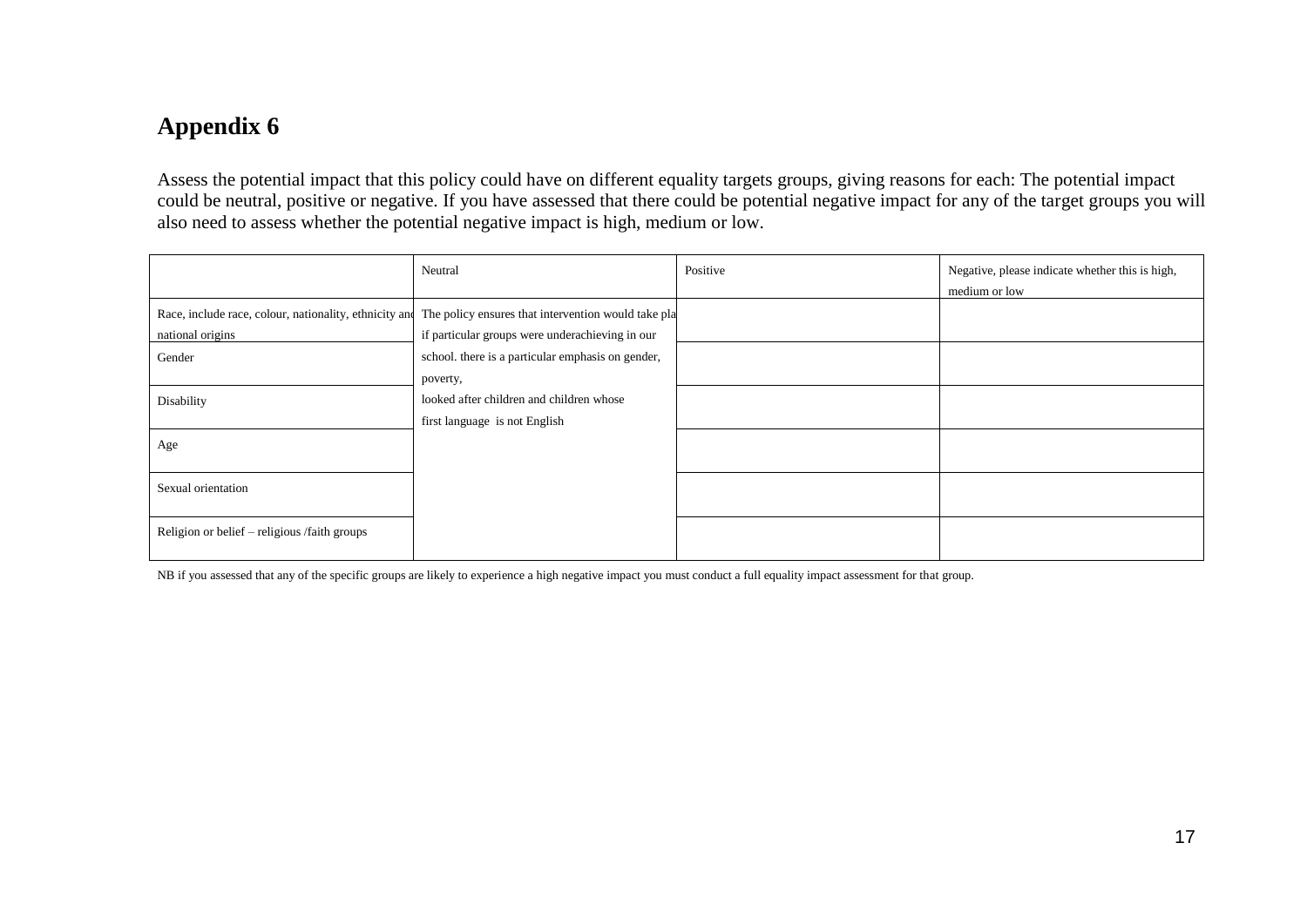# Appendix 6

Assess the potential impact that this policy could have on different equality targets groups, giving reasons for each: The potential impact could be neutral, positive or negative. If you have assessed that there could be potential negative impact for any of the target groups you will also need to assess whether the potential negative impact is high, medium or low.

| | Neutral | Positive | Negative, please indicate whether this is high, medium or low |
|---|---|---|---|
| Race, include race, colour, nationality, ethnicity and national origins | The policy ensures that intervention would take pla if particular groups were underachieving in our school. there is a particular emphasis on gender, poverty, looked after children and children whose first language is not English | | |
| Gender | | | |
| Disability | | | |
| Age | | | |
| Sexual orientation | | | |
| Religion or belief – religious /faith groups | | | |

NB if you assessed that any of the specific groups are likely to experience a high negative impact you must conduct a full equality impact assessment for that group.